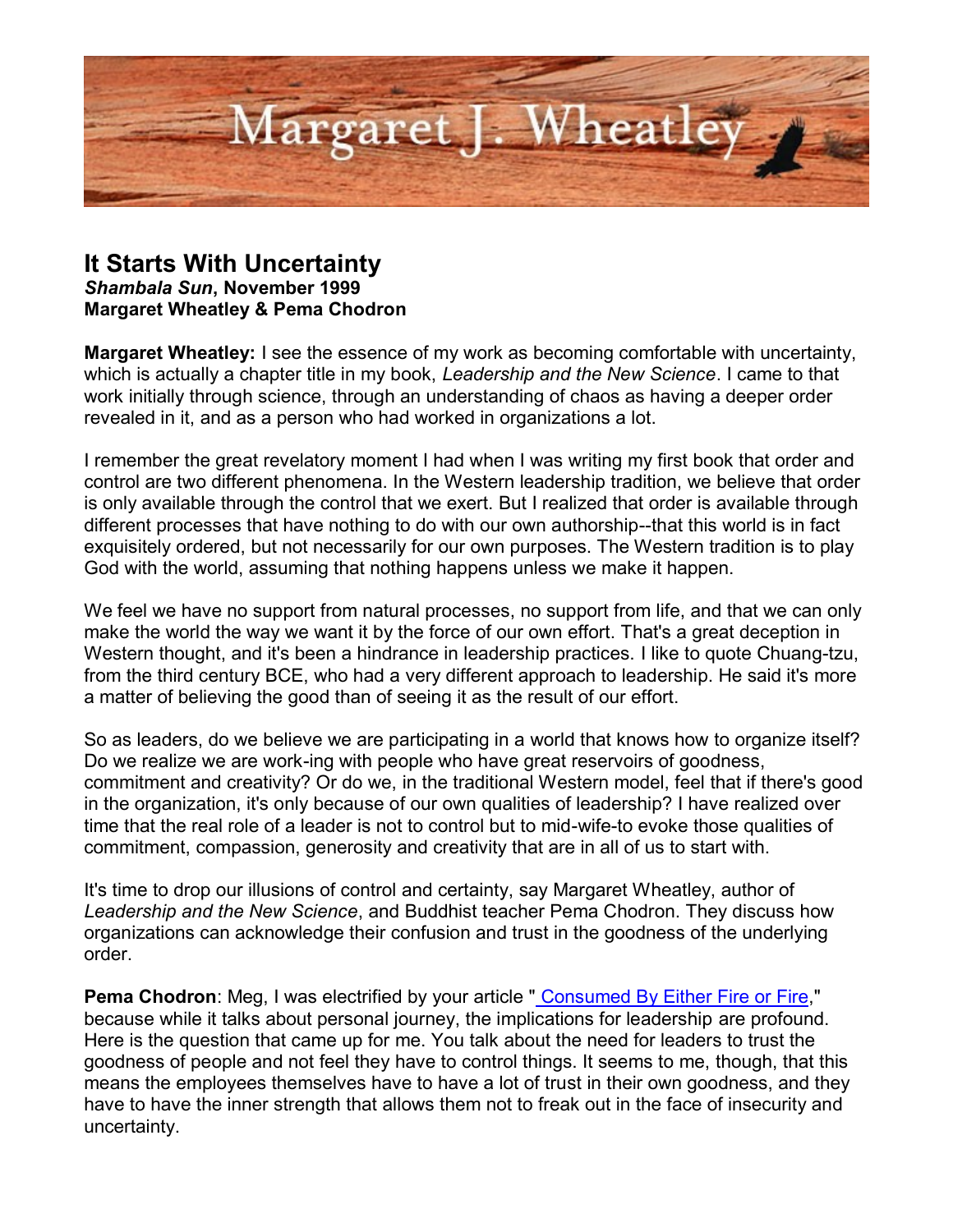# It Starts With Uncertainty

***Shambala Sun*, November 1999**
**Margaret Wheatley & Pema Chodron**

**Margaret Wheatley:** I see the essence of my work as becoming comfortable with uncertainty, which is actually a chapter title in my book, *Leadership and the New Science*. I came to that work initially through science, through an understanding of chaos as having a deeper order revealed in it, and as a person who had worked in organizations a lot.

I remember the great revelatory moment I had when I was writing my first book that order and control are two different phenomena. In the Western leadership tradition, we believe that order is only available through the control that we exert. But I realized that order is available through different processes that have nothing to do with our own authorship--that this world is in fact exquisitely ordered, but not necessarily for our own purposes. The Western tradition is to play God with the world, assuming that nothing happens unless we make it happen.

We feel we have no support from natural processes, no support from life, and that we can only make the world the way we want it by the force of our own effort. That's a great deception in Western thought, and it's been a hindrance in leadership practices. I like to quote Chuang-tzu, from the third century BCE, who had a very different approach to leadership. He said it's more a matter of believing the good than of seeing it as the result of our effort.

So as leaders, do we believe we are participating in a world that knows how to organize itself? Do we realize we are work-ing with people who have great reservoirs of goodness, commitment and creativity? Or do we, in the traditional Western model, feel that if there's good in the organization, it's only because of our own qualities of leadership? I have realized over time that the real role of a leader is not to control but to mid-wife-to evoke those qualities of commitment, compassion, generosity and creativity that are in all of us to start with.

It's time to drop our illusions of control and certainty, say Margaret Wheatley, author of *Leadership and the New Science*, and Buddhist teacher Pema Chodron. They discuss how organizations can acknowledge their confusion and trust in the goodness of the underlying order.

**Pema Chodron**: Meg, I was electrified by your article "Consumed By Either Fire or Fire," because while it talks about personal journey, the implications for leadership are profound. Here is the question that came up for me. You talk about the need for leaders to trust the goodness of people and not feel they have to control things. It seems to me, though, that this means the employees themselves have to have a lot of trust in their own goodness, and they have to have the inner strength that allows them not to freak out in the face of insecurity and uncertainty.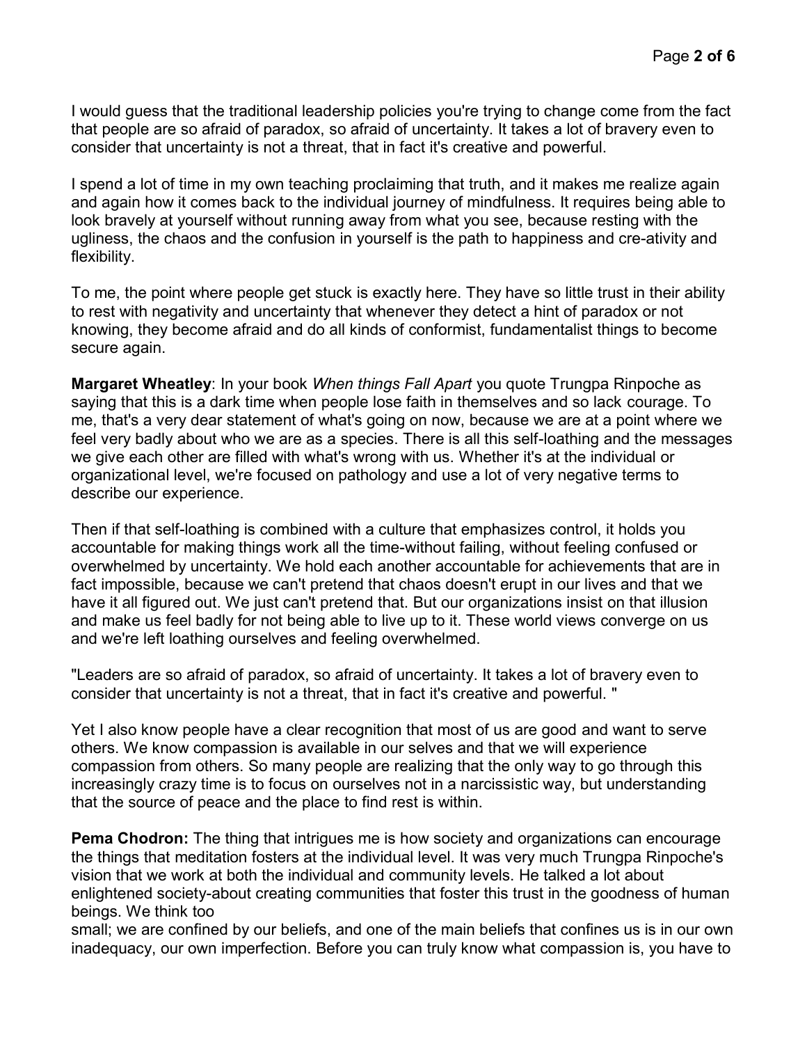I would guess that the traditional leadership policies you're trying to change come from the fact that people are so afraid of paradox, so afraid of uncertainty. It takes a lot of bravery even to consider that uncertainty is not a threat, that in fact it's creative and powerful.

I spend a lot of time in my own teaching proclaiming that truth, and it makes me realize again and again how it comes back to the individual journey of mindfulness. It requires being able to look bravely at yourself without running away from what you see, because resting with the ugliness, the chaos and the confusion in yourself is the path to happiness and cre-ativity and flexibility.

To me, the point where people get stuck is exactly here. They have so little trust in their ability to rest with negativity and uncertainty that whenever they detect a hint of paradox or not knowing, they become afraid and do all kinds of conformist, fundamentalist things to become secure again.

**Margaret Wheatley**: In your book *When things Fall Apart* you quote Trungpa Rinpoche as saying that this is a dark time when people lose faith in themselves and so lack courage. To me, that's a very dear statement of what's going on now, because we are at a point where we feel very badly about who we are as a species. There is all this self-loathing and the messages we give each other are filled with what's wrong with us. Whether it's at the individual or organizational level, we're focused on pathology and use a lot of very negative terms to describe our experience.

Then if that self-loathing is combined with a culture that emphasizes control, it holds you accountable for making things work all the time-without failing, without feeling confused or overwhelmed by uncertainty. We hold each another accountable for achievements that are in fact impossible, because we can't pretend that chaos doesn't erupt in our lives and that we have it all figured out. We just can't pretend that. But our organizations insist on that illusion and make us feel badly for not being able to live up to it. These world views converge on us and we're left loathing ourselves and feeling overwhelmed.

"Leaders are so afraid of paradox, so afraid of uncertainty. It takes a lot of bravery even to consider that uncertainty is not a threat, that in fact it's creative and powerful. "

Yet I also know people have a clear recognition that most of us are good and want to serve others. We know compassion is available in our selves and that we will experience compassion from others. So many people are realizing that the only way to go through this increasingly crazy time is to focus on ourselves not in a narcissistic way, but understanding that the source of peace and the place to find rest is within.

**Pema Chodron:** The thing that intrigues me is how society and organizations can encourage the things that meditation fosters at the individual level. It was very much Trungpa Rinpoche's vision that we work at both the individual and community levels. He talked a lot about enlightened society-about creating communities that foster this trust in the goodness of human beings. We think too small; we are confined by our beliefs, and one of the main beliefs that confines us is in our own inadequacy, our own imperfection. Before you can truly know what compassion is, you have to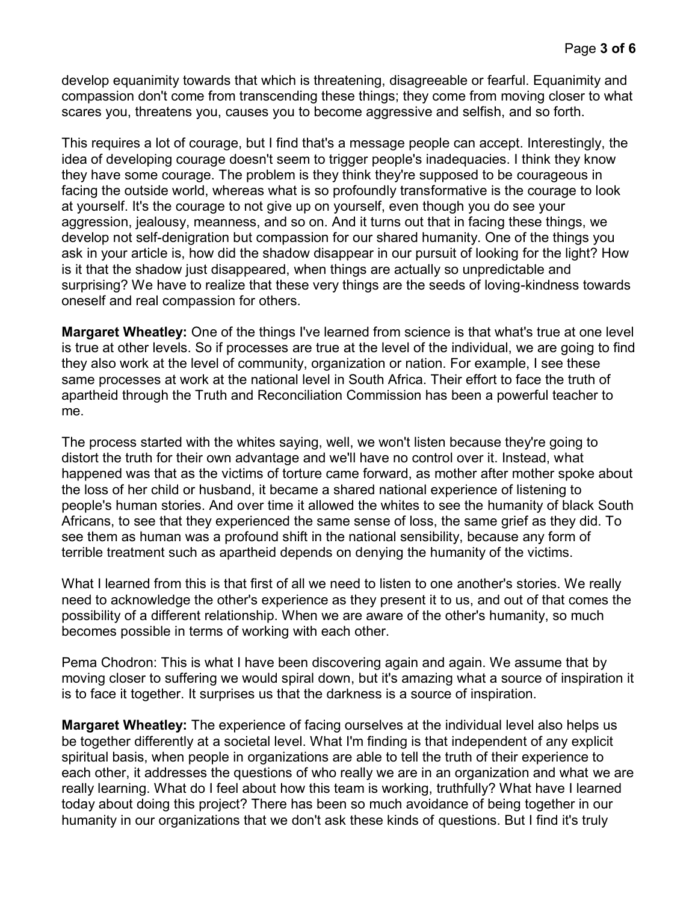develop equanimity towards that which is threatening, disagreeable or fearful. Equanimity and compassion don't come from transcending these things; they come from moving closer to what scares you, threatens you, causes you to become aggressive and selfish, and so forth.

This requires a lot of courage, but I find that's a message people can accept. Interestingly, the idea of developing courage doesn't seem to trigger people's inadequacies. I think they know they have some courage. The problem is they think they're supposed to be courageous in facing the outside world, whereas what is so profoundly transformative is the courage to look at yourself. It's the courage to not give up on yourself, even though you do see your aggression, jealousy, meanness, and so on. And it turns out that in facing these things, we develop not self-denigration but compassion for our shared humanity. One of the things you ask in your article is, how did the shadow disappear in our pursuit of looking for the light? How is it that the shadow just disappeared, when things are actually so unpredictable and surprising? We have to realize that these very things are the seeds of loving-kindness towards oneself and real compassion for others.

**Margaret Wheatley:** One of the things I've learned from science is that what's true at one level is true at other levels. So if processes are true at the level of the individual, we are going to find they also work at the level of community, organization or nation. For example, I see these same processes at work at the national level in South Africa. Their effort to face the truth of apartheid through the Truth and Reconciliation Commission has been a powerful teacher to me.

The process started with the whites saying, well, we won't listen because they're going to distort the truth for their own advantage and we'll have no control over it. Instead, what happened was that as the victims of torture came forward, as mother after mother spoke about the loss of her child or husband, it became a shared national experience of listening to people's human stories. And over time it allowed the whites to see the humanity of black South Africans, to see that they experienced the same sense of loss, the same grief as they did. To see them as human was a profound shift in the national sensibility, because any form of terrible treatment such as apartheid depends on denying the humanity of the victims.

What I learned from this is that first of all we need to listen to one another's stories. We really need to acknowledge the other's experience as they present it to us, and out of that comes the possibility of a different relationship. When we are aware of the other's humanity, so much becomes possible in terms of working with each other.

Pema Chodron: This is what I have been discovering again and again. We assume that by moving closer to suffering we would spiral down, but it's amazing what a source of inspiration it is to face it together. It surprises us that the darkness is a source of inspiration.

**Margaret Wheatley:** The experience of facing ourselves at the individual level also helps us be together differently at a societal level. What I'm finding is that independent of any explicit spiritual basis, when people in organizations are able to tell the truth of their experience to each other, it addresses the questions of who really we are in an organization and what we are really learning. What do I feel about how this team is working, truthfully? What have I learned today about doing this project? There has been so much avoidance of being together in our humanity in our organizations that we don't ask these kinds of questions. But I find it's truly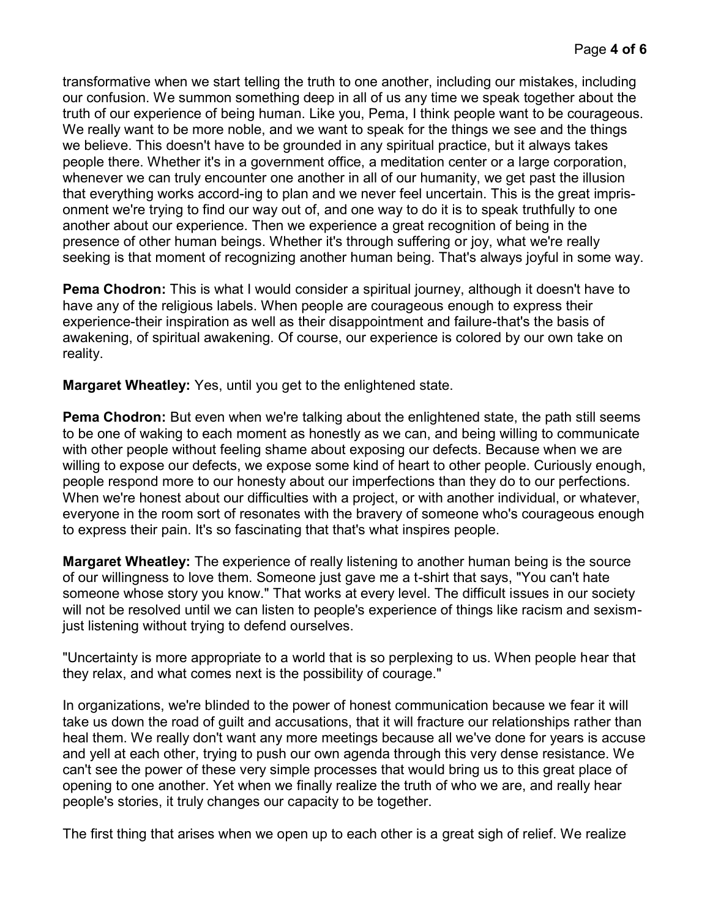transformative when we start telling the truth to one another, including our mistakes, including our confusion. We summon something deep in all of us any time we speak together about the truth of our experience of being human. Like you, Pema, I think people want to be courageous. We really want to be more noble, and we want to speak for the things we see and the things we believe. This doesn't have to be grounded in any spiritual practice, but it always takes people there. Whether it's in a government office, a meditation center or a large corporation, whenever we can truly encounter one another in all of our humanity, we get past the illusion that everything works accord-ing to plan and we never feel uncertain. This is the great impris-onment we're trying to find our way out of, and one way to do it is to speak truthfully to one another about our experience. Then we experience a great recognition of being in the presence of other human beings. Whether it's through suffering or joy, what we're really seeking is that moment of recognizing another human being. That's always joyful in some way.

**Pema Chodron:** This is what I would consider a spiritual journey, although it doesn't have to have any of the religious labels. When people are courageous enough to express their experience-their inspiration as well as their disappointment and failure-that's the basis of awakening, of spiritual awakening. Of course, our experience is colored by our own take on reality.

**Margaret Wheatley:** Yes, until you get to the enlightened state.

**Pema Chodron:** But even when we're talking about the enlightened state, the path still seems to be one of waking to each moment as honestly as we can, and being willing to communicate with other people without feeling shame about exposing our defects. Because when we are willing to expose our defects, we expose some kind of heart to other people. Curiously enough, people respond more to our honesty about our imperfections than they do to our perfections. When we're honest about our difficulties with a project, or with another individual, or whatever, everyone in the room sort of resonates with the bravery of someone who's courageous enough to express their pain. It's so fascinating that that's what inspires people.

**Margaret Wheatley:** The experience of really listening to another human being is the source of our willingness to love them. Someone just gave me a t-shirt that says, "You can't hate someone whose story you know." That works at every level. The difficult issues in our society will not be resolved until we can listen to people's experience of things like racism and sexism-just listening without trying to defend ourselves.

"Uncertainty is more appropriate to a world that is so perplexing to us. When people hear that they relax, and what comes next is the possibility of courage."

In organizations, we're blinded to the power of honest communication because we fear it will take us down the road of guilt and accusations, that it will fracture our relationships rather than heal them. We really don't want any more meetings because all we've done for years is accuse and yell at each other, trying to push our own agenda through this very dense resistance. We can't see the power of these very simple processes that would bring us to this great place of opening to one another. Yet when we finally realize the truth of who we are, and really hear people's stories, it truly changes our capacity to be together.

The first thing that arises when we open up to each other is a great sigh of relief. We realize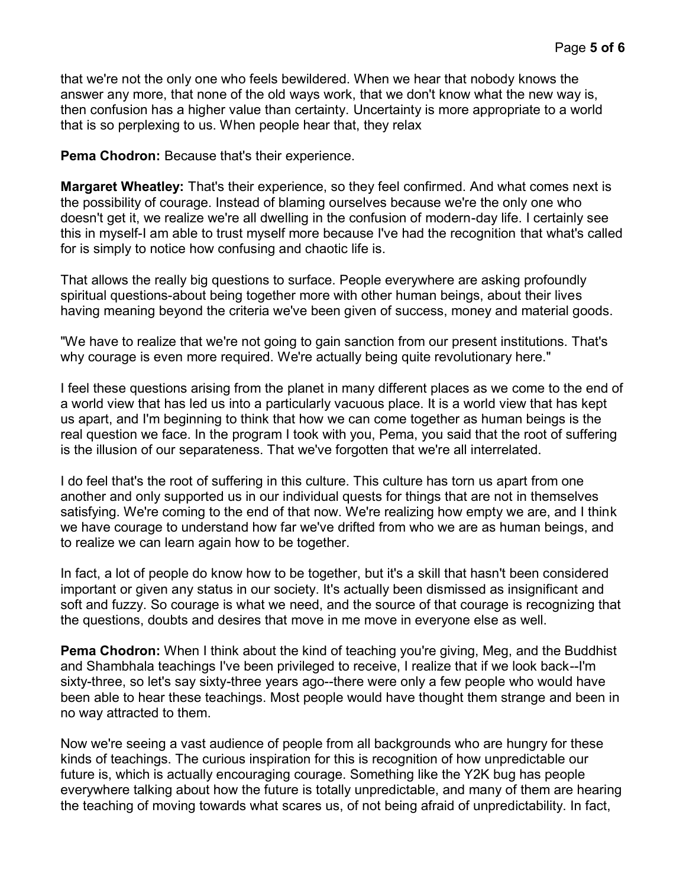that we're not the only one who feels bewildered. When we hear that nobody knows the answer any more, that none of the old ways work, that we don't know what the new way is, then confusion has a higher value than certainty. Uncertainty is more appropriate to a world that is so perplexing to us. When people hear that, they relax

**Pema Chodron:** Because that's their experience.

**Margaret Wheatley:** That's their experience, so they feel confirmed. And what comes next is the possibility of courage. Instead of blaming ourselves because we're the only one who doesn't get it, we realize we're all dwelling in the confusion of modern-day life. I certainly see this in myself-I am able to trust myself more because I've had the recognition that what's called for is simply to notice how confusing and chaotic life is.

That allows the really big questions to surface. People everywhere are asking profoundly spiritual questions-about being together more with other human beings, about their lives having meaning beyond the criteria we've been given of success, money and material goods.

"We have to realize that we're not going to gain sanction from our present institutions. That's why courage is even more required. We're actually being quite revolutionary here."

I feel these questions arising from the planet in many different places as we come to the end of a world view that has led us into a particularly vacuous place. It is a world view that has kept us apart, and I'm beginning to think that how we can come together as human beings is the real question we face. In the program I took with you, Pema, you said that the root of suffering is the illusion of our separateness. That we've forgotten that we're all interrelated.

I do feel that's the root of suffering in this culture. This culture has torn us apart from one another and only supported us in our individual quests for things that are not in themselves satisfying. We're coming to the end of that now. We're realizing how empty we are, and I think we have courage to understand how far we've drifted from who we are as human beings, and to realize we can learn again how to be together.

In fact, a lot of people do know how to be together, but it's a skill that hasn't been considered important or given any status in our society. It's actually been dismissed as insignificant and soft and fuzzy. So courage is what we need, and the source of that courage is recognizing that the questions, doubts and desires that move in me move in everyone else as well.

**Pema Chodron:** When I think about the kind of teaching you're giving, Meg, and the Buddhist and Shambhala teachings I've been privileged to receive, I realize that if we look back--I'm sixty-three, so let's say sixty-three years ago--there were only a few people who would have been able to hear these teachings. Most people would have thought them strange and been in no way attracted to them.

Now we're seeing a vast audience of people from all backgrounds who are hungry for these kinds of teachings. The curious inspiration for this is recognition of how unpredictable our future is, which is actually encouraging courage. Something like the Y2K bug has people everywhere talking about how the future is totally unpredictable, and many of them are hearing the teaching of moving towards what scares us, of not being afraid of unpredictability. In fact,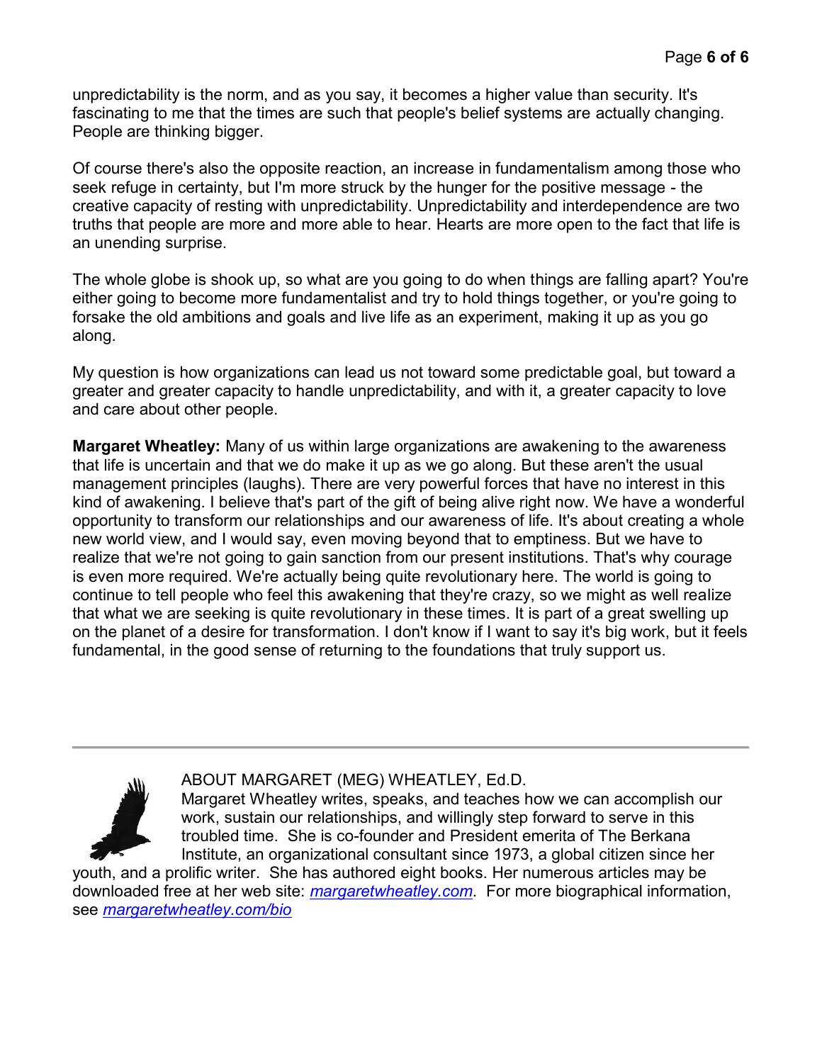unpredictability is the norm, and as you say, it becomes a higher value than security. It's fascinating to me that the times are such that people's belief systems are actually changing. People are thinking bigger.

Of course there's also the opposite reaction, an increase in fundamentalism among those who seek refuge in certainty, but I'm more struck by the hunger for the positive message - the creative capacity of resting with unpredictability. Unpredictability and interdependence are two truths that people are more and more able to hear. Hearts are more open to the fact that life is an unending surprise.

The whole globe is shook up, so what are you going to do when things are falling apart? You're either going to become more fundamentalist and try to hold things together, or you're going to forsake the old ambitions and goals and live life as an experiment, making it up as you go along.

My question is how organizations can lead us not toward some predictable goal, but toward a greater and greater capacity to handle unpredictability, and with it, a greater capacity to love and care about other people.

**Margaret Wheatley:** Many of us within large organizations are awakening to the awareness that life is uncertain and that we do make it up as we go along. But these aren't the usual management principles (laughs). There are very powerful forces that have no interest in this kind of awakening. I believe that's part of the gift of being alive right now. We have a wonderful opportunity to transform our relationships and our awareness of life. It's about creating a whole new world view, and I would say, even moving beyond that to emptiness. But we have to realize that we're not going to gain sanction from our present institutions. That's why courage is even more required. We're actually being quite revolutionary here. The world is going to continue to tell people who feel this awakening that they're crazy, so we might as well realize that what we are seeking is quite revolutionary in these times. It is part of a great swelling up on the planet of a desire for transformation. I don't know if I want to say it's big work, but it feels fundamental, in the good sense of returning to the foundations that truly support us.

---

ABOUT MARGARET (MEG) WHEATLEY, Ed.D.
Margaret Wheatley writes, speaks, and teaches how we can accomplish our work, sustain our relationships, and willingly step forward to serve in this troubled time. She is co-founder and President emerita of The Berkana Institute, an organizational consultant since 1973, a global citizen since her youth, and a prolific writer. She has authored eight books. Her numerous articles may be downloaded free at her web site: *margaretwheatley.com*. For more biographical information, see *margaretwheatley.com/bio*